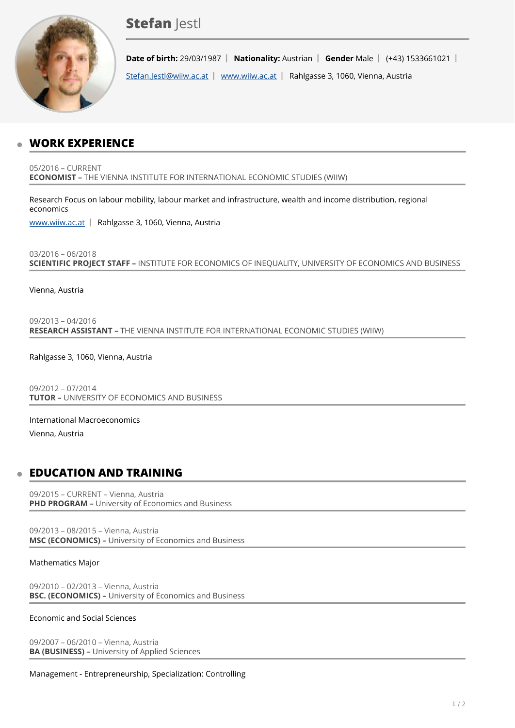# **Stefan** Jestl

**Date of birth:** 29/03/1987 | **Nationality:** Austrian | **Gender** Male | (+43) 1533661021 |

Stefan.Jestl@wiiw.ac.at | www.wiiw.ac.at | Rahlgasse 3, 1060, Vienna, Austria

## WORK EXPERIENCE

05/2016 – CURRENT
**ECONOMIST –** THE VIENNA INSTITUTE FOR INTERNATIONAL ECONOMIC STUDIES (WIIW)

Research Focus on labour mobility, labour market and infrastructure, wealth and income distribution, regional economics

www.wiiw.ac.at | Rahlgasse 3, 1060, Vienna, Austria

03/2016 – 06/2018
**SCIENTIFIC PROJECT STAFF –** INSTITUTE FOR ECONOMICS OF INEQUALITY, UNIVERSITY OF ECONOMICS AND BUSINESS

Vienna, Austria

09/2013 – 04/2016
**RESEARCH ASSISTANT –** THE VIENNA INSTITUTE FOR INTERNATIONAL ECONOMIC STUDIES (WIIW)

Rahlgasse 3, 1060, Vienna, Austria

09/2012 – 07/2014
**TUTOR –** UNIVERSITY OF ECONOMICS AND BUSINESS

International Macroeconomics

Vienna, Austria

## EDUCATION AND TRAINING

09/2015 – CURRENT – Vienna, Austria
**PHD PROGRAM –** University of Economics and Business

09/2013 – 08/2015 – Vienna, Austria
**MSC (ECONOMICS) –** University of Economics and Business

Mathematics Major

09/2010 – 02/2013 – Vienna, Austria
**BSC. (ECONOMICS) –** University of Economics and Business

Economic and Social Sciences

09/2007 – 06/2010 – Vienna, Austria
**BA (BUSINESS) –** University of Applied Sciences

Management - Entrepreneurship, Specialization: Controlling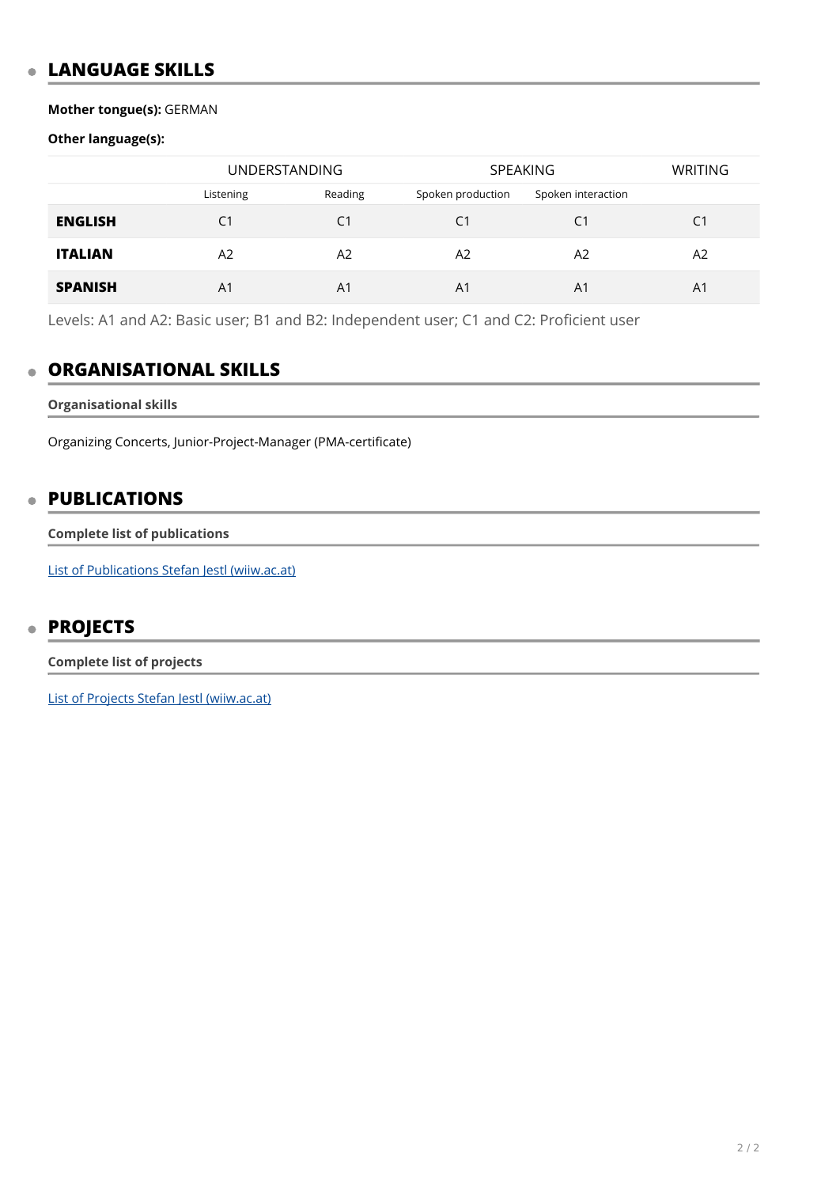## LANGUAGE SKILLS

**Mother tongue(s):** GERMAN

**Other language(s):**

| | UNDERSTANDING | | SPEAKING | | WRITING |
|---|---|---|---|---|---|
| | Listening | Reading | Spoken production | Spoken interaction | |
| **ENGLISH** | C1 | C1 | C1 | C1 | C1 |
| **ITALIAN** | A2 | A2 | A2 | A2 | A2 |
| **SPANISH** | A1 | A1 | A1 | A1 | A1 |

Levels: A1 and A2: Basic user; B1 and B2: Independent user; C1 and C2: Proficient user

## ORGANISATIONAL SKILLS

**Organisational skills**

Organizing Concerts, Junior-Project-Manager (PMA-certificate)

## PUBLICATIONS

**Complete list of publications**

List of Publications Stefan Jestl (wiiw.ac.at)

## PROJECTS

**Complete list of projects**

List of Projects Stefan Jestl (wiiw.ac.at)